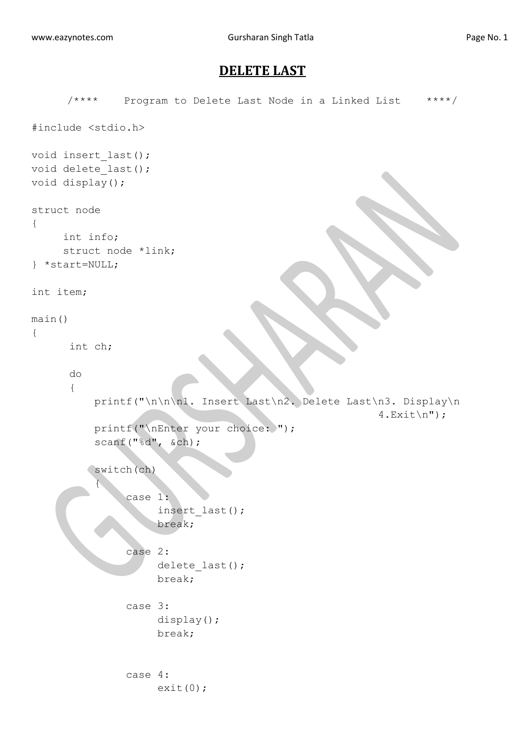# DELETE LAST

```
      /****     Program to Delete Last Node in a Linked List     ****/

#include <stdio.h>

void insert_last();
void delete_last();
void display();

struct node
{
     int info;
     struct node *link;
} *start=NULL;

int item;

main()
{
      int ch;

      do
      {
          printf("\n\n\n1. Insert Last\n2. Delete Last\n3. Display\n
                                                    4.Exit\n");
          printf("\nEnter your choice: ");
          scanf("%d", &ch);

          switch(ch)
          {
               case 1:
                    insert_last();
                    break;

               case 2:
                    delete_last();
                    break;

               case 3:
                    display();
                    break;


               case 4:
                    exit(0);
```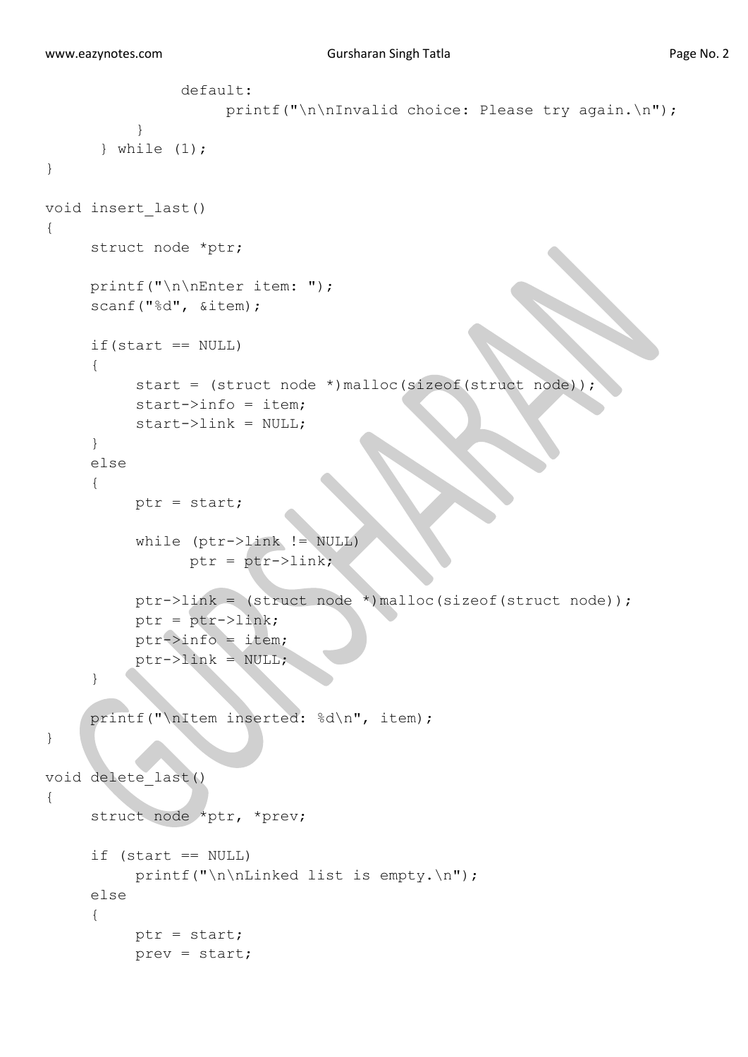```
                default:
                    printf("\n\nInvalid choice: Please try again.\n");
            }
        } while (1);
}

void insert_last()
{
    struct node *ptr;

    printf("\n\nEnter item: ");
    scanf("%d", &item);

    if(start == NULL)
    {
        start = (struct node *)malloc(sizeof(struct node));
        start->info = item;
        start->link = NULL;
    }
    else
    {
        ptr = start;

        while (ptr->link != NULL)
              ptr = ptr->link;

        ptr->link = (struct node *)malloc(sizeof(struct node));
        ptr = ptr->link;
        ptr->info = item;
        ptr->link = NULL;
    }

    printf("\nItem inserted: %d\n", item);
}

void delete_last()
{
    struct node *ptr, *prev;

    if (start == NULL)
        printf("\n\nLinked list is empty.\n");
    else
    {
        ptr = start;
        prev = start;
```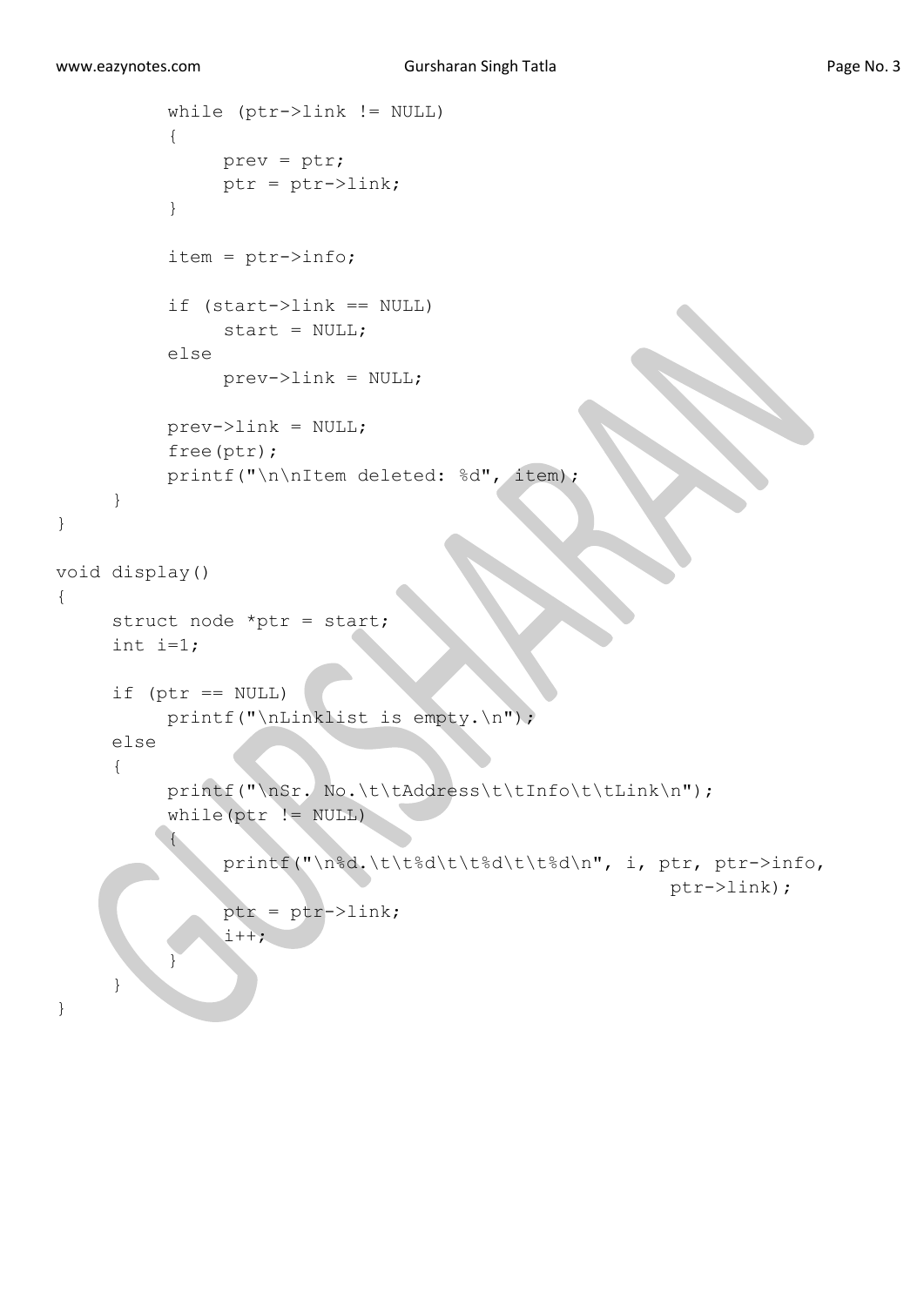```
		while (ptr->link != NULL)
		{
			prev = ptr;
			ptr = ptr->link;
		}

		item = ptr->info;

		if (start->link == NULL)
			start = NULL;
		else
			prev->link = NULL;

		prev->link = NULL;
		free(ptr);
		printf("\n\nItem deleted: %d", item);
	}
}

void display()
{
	struct node *ptr = start;
	int i=1;

	if (ptr == NULL)
		printf("\nLinklist is empty.\n");
	else
	{
		printf("\nSr. No.\t\tAddress\t\tInfo\t\tLink\n");
		while(ptr != NULL)
		{
			printf("\n%d.\t\t%d\t\t%d\t\t%d\n", i, ptr, ptr->info,
								ptr->link);
			ptr = ptr->link;
			i++;
		}
	}
}
```